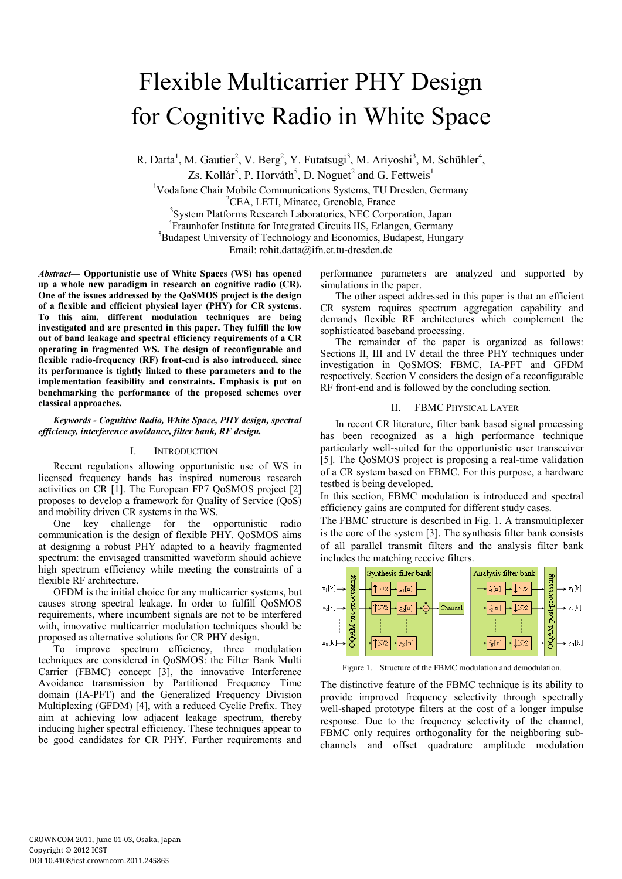# Flexible Multicarrier PHY Design for Cognitive Radio in White Space

R. Datta[1], M. Gautier[2], V. Berg[2], Y. Futatsugi[3], M. Ariyoshi[3], M. Schühler[4], Zs. Kollár[5], P. Horváth[5], D. Noguet[2] and G. Fettweis[1]

[1]Vodafone Chair Mobile Communications Systems, TU Dresden, Germany
[2]CEA, LETI, Minatec, Grenoble, France
[3]System Platforms Research Laboratories, NEC Corporation, Japan
[4]Fraunhofer Institute for Integrated Circuits IIS, Erlangen, Germany
[5]Budapest University of Technology and Economics, Budapest, Hungary
Email: rohit.datta@ifn.et.tu-dresden.de

***Abstract*— Opportunistic use of White Spaces (WS) has opened up a whole new paradigm in research on cognitive radio (CR). One of the issues addressed by the QoSMOS project is the design of a flexible and efficient physical layer (PHY) for CR systems. To this aim, different modulation techniques are being investigated and are presented in this paper. They fulfill the low out of band leakage and spectral efficiency requirements of a CR operating in fragmented WS. The design of reconfigurable and flexible radio-frequency (RF) front-end is also introduced, since its performance is tightly linked to these parameters and to the implementation feasibility and constraints. Emphasis is put on benchmarking the performance of the proposed schemes over classical approaches.**

***Keywords - Cognitive Radio, White Space, PHY design, spectral efficiency, interference avoidance, filter bank, RF design.***

## I. Introduction

Recent regulations allowing opportunistic use of WS in licensed frequency bands has inspired numerous research activities on CR [1]. The European FP7 QoSMOS project [2] proposes to develop a framework for Quality of Service (QoS) and mobility driven CR systems in the WS.

One key challenge for the opportunistic radio communication is the design of flexible PHY. QoSMOS aims at designing a robust PHY adapted to a heavily fragmented spectrum: the envisaged transmitted waveform should achieve high spectrum efficiency while meeting the constraints of a flexible RF architecture.

OFDM is the initial choice for any multicarrier systems, but causes strong spectral leakage. In order to fulfill QoSMOS requirements, where incumbent signals are not to be interfered with, innovative multicarrier modulation techniques should be proposed as alternative solutions for CR PHY design.

To improve spectrum efficiency, three modulation techniques are considered in QoSMOS: the Filter Bank Multi Carrier (FBMC) concept [3], the innovative Interference Avoidance transmission by Partitioned Frequency Time domain (IA-PFT) and the Generalized Frequency Division Multiplexing (GFDM) [4], with a reduced Cyclic Prefix. They aim at achieving low adjacent leakage spectrum, thereby inducing higher spectral efficiency. These techniques appear to be good candidates for CR PHY. Further requirements and performance parameters are analyzed and supported by simulations in the paper.

The other aspect addressed in this paper is that an efficient CR system requires spectrum aggregation capability and demands flexible RF architectures which complement the sophisticated baseband processing.

The remainder of the paper is organized as follows: Sections II, III and IV detail the three PHY techniques under investigation in QoSMOS: FBMC, IA-PFT and GFDM respectively. Section V considers the design of a reconfigurable RF front-end and is followed by the concluding section.

## II. FBMC Physical Layer

In recent CR literature, filter bank based signal processing has been recognized as a high performance technique particularly well-suited for the opportunistic user transceiver [5]. The QoSMOS project is proposing a real-time validation of a CR system based on FBMC. For this purpose, a hardware testbed is being developed.

In this section, FBMC modulation is introduced and spectral efficiency gains are computed for different study cases.

The FBMC structure is described in Fig. 1. A transmultiplexer is the core of the system [3]. The synthesis filter bank consists of all parallel prototype transmit filters and the analysis filter bank includes the matching receive filters.

OQAM pre-processing
Synthesis filter bank
$x_1[k]$ $x_2[k]$ $x_N[k]$
$\uparrow N/2$ $g_1[n]$ $g_2[n]$ $g_N[n]$
Channel
Analysis filter bank
$f_1[n]$ $f_2[n]$ $f_N[n]$ $\downarrow N/2$
OQAM post-processing
$y_1[k]$ $y_2[k]$ $y_N[k]$

Figure 1. Structure of the FBMC modulation and demodulation.

The distinctive feature of the FBMC technique is its ability to provide improved frequency selectivity through spectrally well-shaped prototype filters at the cost of a longer impulse response. Due to the frequency selectivity of the channel, FBMC only requires orthogonality for the neighboring sub-channels and offset quadrature amplitude modulation

CROWNCOM 2011, June 01-03, Osaka, Japan
Copyright © 2012 ICST
DOI 10.4108/icst.crowncom.2011.245865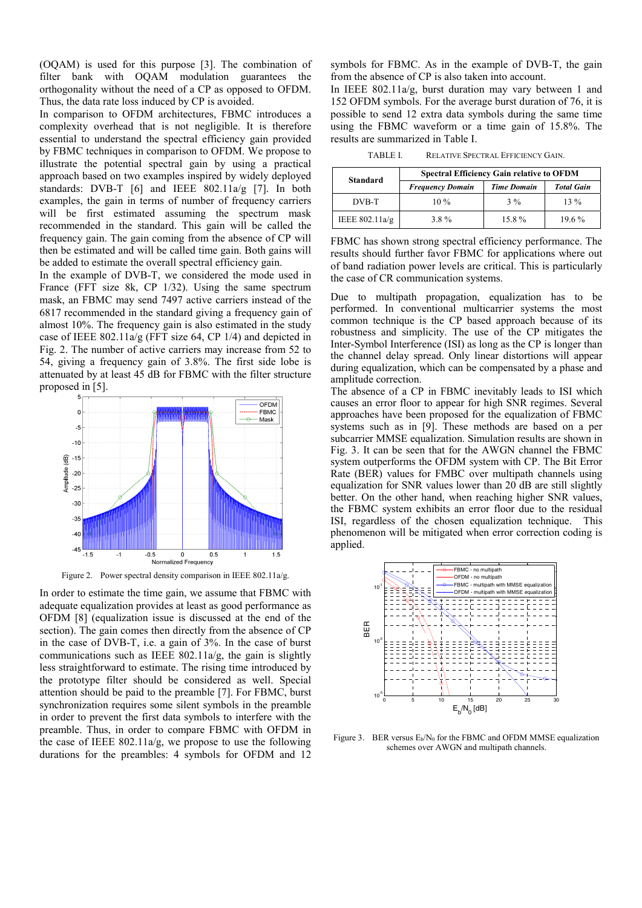(OQAM) is used for this purpose [3]. The combination of filter bank with OQAM modulation guarantees the orthogonality without the need of a CP as opposed to OFDM. Thus, the data rate loss induced by CP is avoided.

In comparison to OFDM architectures, FBMC introduces a complexity overhead that is not negligible. It is therefore essential to understand the spectral efficiency gain provided by FBMC techniques in comparison to OFDM. We propose to illustrate the potential spectral gain by using a practical approach based on two examples inspired by widely deployed standards: DVB-T [6] and IEEE 802.11a/g [7]. In both examples, the gain in terms of number of frequency carriers will be first estimated assuming the spectrum mask recommended in the standard. This gain will be called the frequency gain. The gain coming from the absence of CP will then be estimated and will be called time gain. Both gains will be added to estimate the overall spectral efficiency gain.

In the example of DVB-T, we considered the mode used in France (FFT size 8k, CP 1/32). Using the same spectrum mask, an FBMC may send 7497 active carriers instead of the 6817 recommended in the standard giving a frequency gain of almost 10%. The frequency gain is also estimated in the study case of IEEE 802.11a/g (FFT size 64, CP 1/4) and depicted in Fig. 2. The number of active carriers may increase from 52 to 54, giving a frequency gain of 3.8%. The first side lobe is attenuated by at least 45 dB for FBMC with the filter structure proposed in [5].

Figure 2. Power spectral density comparison in IEEE 802.11a/g.

In order to estimate the time gain, we assume that FBMC with adequate equalization provides at least as good performance as OFDM [8] (equalization issue is discussed at the end of the section). The gain comes then directly from the absence of CP in the case of DVB-T, i.e. a gain of 3%. In the case of burst communications such as IEEE 802.11a/g, the gain is slightly less straightforward to estimate. The rising time introduced by the prototype filter should be considered as well. Special attention should be paid to the preamble [7]. For FBMC, burst synchronization requires some silent symbols in the preamble in order to prevent the first data symbols to interfere with the preamble. Thus, in order to compare FBMC with OFDM in the case of IEEE 802.11a/g, we propose to use the following durations for the preambles: 4 symbols for OFDM and 12 symbols for FBMC. As in the example of DVB-T, the gain from the absence of CP is also taken into account.

In IEEE 802.11a/g, burst duration may vary between 1 and 152 OFDM symbols. For the average burst duration of 76, it is possible to send 12 extra data symbols during the same time using the FBMC waveform or a time gain of 15.8%. The results are summarized in Table I.

TABLE I. RELATIVE SPECTRAL EFFICIENCY GAIN.

| Standard | Spectral Efficiency Gain relative to OFDM | | |
|---|---|---|---|
| | *Frequency Domain* | *Time Domain* | *Total Gain* |
| DVB-T | 10 % | 3 % | 13 % |
| IEEE 802.11a/g | 3.8 % | 15.8 % | 19.6 % |

FBMC has shown strong spectral efficiency performance. The results should further favor FBMC for applications where out of band radiation power levels are critical. This is particularly the case of CR communication systems.

Due to multipath propagation, equalization has to be performed. In conventional multicarrier systems the most common technique is the CP based approach because of its robustness and simplicity. The use of the CP mitigates the Inter-Symbol Interference (ISI) as long as the CP is longer than the channel delay spread. Only linear distortions will appear during equalization, which can be compensated by a phase and amplitude correction.

The absence of a CP in FBMC inevitably leads to ISI which causes an error floor to appear for high SNR regimes. Several approaches have been proposed for the equalization of FBMC systems such as in [9]. These methods are based on a per subcarrier MMSE equalization. Simulation results are shown in Fig. 3. It can be seen that for the AWGN channel the FBMC system outperforms the OFDM system with CP. The Bit Error Rate (BER) values for FMBC over multipath channels using equalization for SNR values lower than 20 dB are still slightly better. On the other hand, when reaching higher SNR values, the FBMC system exhibits an error floor due to the residual ISI, regardless of the chosen equalization technique. This phenomenon will be mitigated when error correction coding is applied.

Figure 3. BER versus $E_b/N_0$ for the FBMC and OFDM MMSE equalization schemes over AWGN and multipath channels.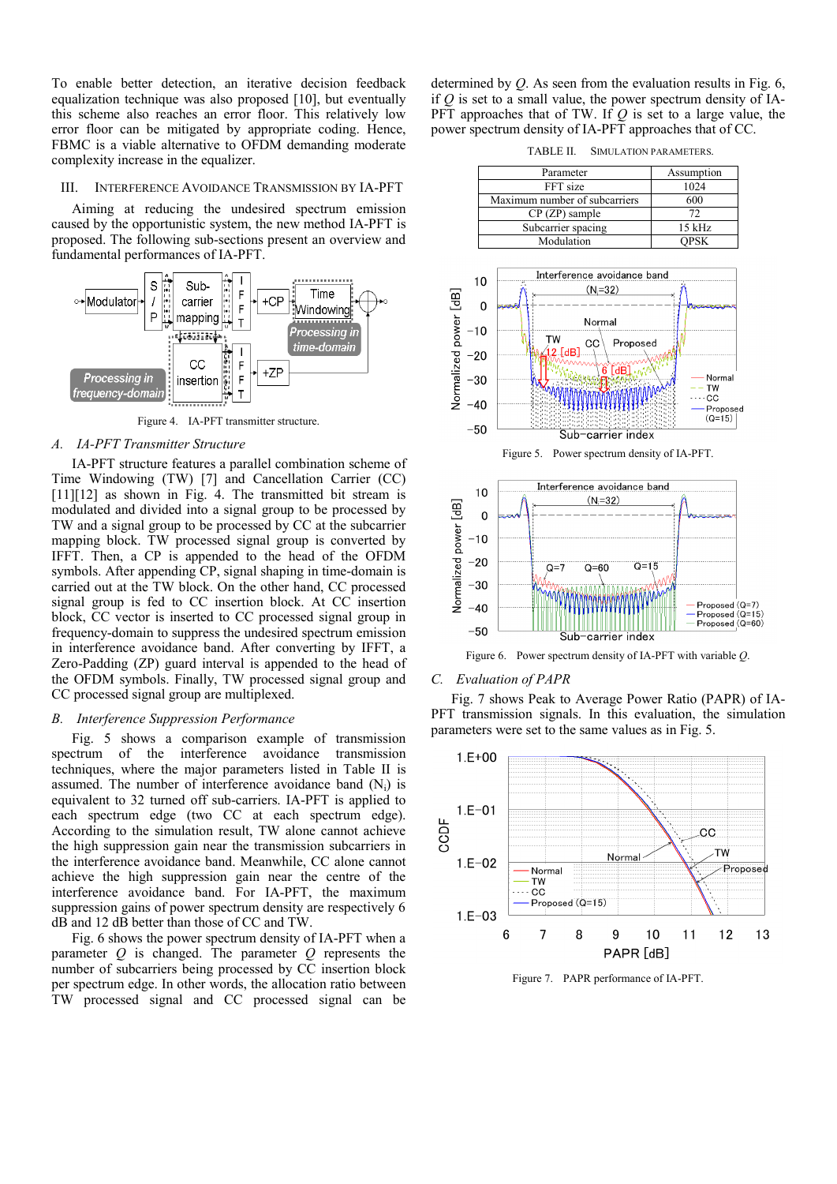To enable better detection, an iterative decision feedback equalization technique was also proposed [10], but eventually this scheme also reaches an error floor. This relatively low error floor can be mitigated by appropriate coding. Hence, FBMC is a viable alternative to OFDM demanding moderate complexity increase in the equalizer.

## III. Interference Avoidance Transmission by IA-PFT

Aiming at reducing the undesired spectrum emission caused by the opportunistic system, the new method IA-PFT is proposed. The following sub-sections present an overview and fundamental performances of IA-PFT.

Figure 4. IA-PFT transmitter structure.

### A. IA-PFT Transmitter Structure

IA-PFT structure features a parallel combination scheme of Time Windowing (TW) [7] and Cancellation Carrier (CC) [11][12] as shown in Fig. 4. The transmitted bit stream is modulated and divided into a signal group to be processed by TW and a signal group to be processed by CC at the subcarrier mapping block. TW processed signal group is converted by IFFT. Then, a CP is appended to the head of the OFDM symbols. After appending CP, signal shaping in time-domain is carried out at the TW block. On the other hand, CC processed signal group is fed to CC insertion block. At CC insertion block, CC vector is inserted to CC processed signal group in frequency-domain to suppress the undesired spectrum emission in interference avoidance band. After converting by IFFT, a Zero-Padding (ZP) guard interval is appended to the head of the OFDM symbols. Finally, TW processed signal group and CC processed signal group are multiplexed.

### B. Interference Suppression Performance

Fig. 5 shows a comparison example of transmission spectrum of the interference avoidance transmission techniques, where the major parameters listed in Table II is assumed. The number of interference avoidance band ($N_i$) is equivalent to 32 turned off sub-carriers. IA-PFT is applied to each spectrum edge (two CC at each spectrum edge). According to the simulation result, TW alone cannot achieve the high suppression gain near the transmission subcarriers in the interference avoidance band. Meanwhile, CC alone cannot achieve the high suppression gain near the centre of the interference avoidance band. For IA-PFT, the maximum suppression gains of power spectrum density are respectively 6 dB and 12 dB better than those of CC and TW.

Fig. 6 shows the power spectrum density of IA-PFT when a parameter $Q$ is changed. The parameter $Q$ represents the number of subcarriers being processed by CC insertion block per spectrum edge. In other words, the allocation ratio between TW processed signal and CC processed signal can be determined by $Q$. As seen from the evaluation results in Fig. 6, if $Q$ is set to a small value, the power spectrum density of IA-PFT approaches that of TW. If $Q$ is set to a large value, the power spectrum density of IA-PFT approaches that of CC.

TABLE II. Simulation Parameters.

| Parameter | Assumption |
|---|---|
| FFT size | 1024 |
| Maximum number of subcarriers | 600 |
| CP (ZP) sample | 72 |
| Subcarrier spacing | 15 kHz |
| Modulation | QPSK |

Figure 5. Power spectrum density of IA-PFT.

Figure 6. Power spectrum density of IA-PFT with variable $Q$.

### C. Evaluation of PAPR

Fig. 7 shows Peak to Average Power Ratio (PAPR) of IA-PFT transmission signals. In this evaluation, the simulation parameters were set to the same values as in Fig. 5.

Figure 7. PAPR performance of IA-PFT.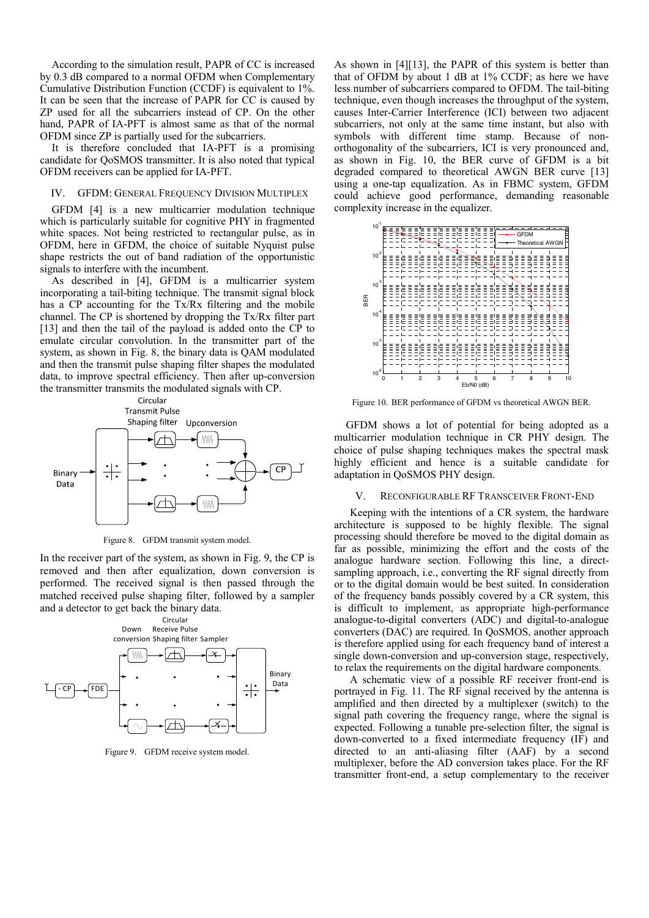According to the simulation result, PAPR of CC is increased by 0.3 dB compared to a normal OFDM when Complementary Cumulative Distribution Function (CCDF) is equivalent to 1%. It can be seen that the increase of PAPR for CC is caused by ZP used for all the subcarriers instead of CP. On the other hand, PAPR of IA-PFT is almost same as that of the normal OFDM since ZP is partially used for the subcarriers.

It is therefore concluded that IA-PFT is a promising candidate for QoSMOS transmitter. It is also noted that typical OFDM receivers can be applied for IA-PFT.

## IV. GFDM: General Frequency Division Multiplex

GFDM [4] is a new multicarrier modulation technique which is particularly suitable for cognitive PHY in fragmented white spaces. Not being restricted to rectangular pulse, as in OFDM, here in GFDM, the choice of suitable Nyquist pulse shape restricts the out of band radiation of the opportunistic signals to interfere with the incumbent.

As described in [4], GFDM is a multicarrier system incorporating a tail-biting technique. The transmit signal block has a CP accounting for the Tx/Rx filtering and the mobile channel. The CP is shortened by dropping the Tx/Rx filter part [13] and then the tail of the payload is added onto the CP to emulate circular convolution. In the transmitter part of the system, as shown in Fig. 8, the binary data is QAM modulated and then the transmit pulse shaping filter shapes the modulated data, to improve spectral efficiency. Then after up-conversion the transmitter transmits the modulated signals with CP.

Figure 8. GFDM transmit system model.

In the receiver part of the system, as shown in Fig. 9, the CP is removed and then after equalization, down conversion is performed. The received signal is then passed through the matched received pulse shaping filter, followed by a sampler and a detector to get back the binary data.

Figure 9. GFDM receive system model.

As shown in [4][13], the PAPR of this system is better than that of OFDM by about 1 dB at 1% CCDF; as here we have less number of subcarriers compared to OFDM. The tail-biting technique, even though increases the throughput of the system, causes Inter-Carrier Interference (ICI) between two adjacent subcarriers, not only at the same time instant, but also with symbols with different time stamp. Because of non-orthogonality of the subcarriers, ICI is very pronounced and, as shown in Fig. 10, the BER curve of GFDM is a bit degraded compared to theoretical AWGN BER curve [13] using a one-tap equalization. As in FBMC system, GFDM could achieve good performance, demanding reasonable complexity increase in the equalizer.

Figure 10. BER performance of GFDM vs theoretical AWGN BER.

GFDM shows a lot of potential for being adopted as a multicarrier modulation technique in CR PHY design. The choice of pulse shaping techniques makes the spectral mask highly efficient and hence is a suitable candidate for adaptation in QoSMOS PHY design.

## V. Reconfigurable RF Transceiver Front-End

Keeping with the intentions of a CR system, the hardware architecture is supposed to be highly flexible. The signal processing should therefore be moved to the digital domain as far as possible, minimizing the effort and the costs of the analogue hardware section. Following this line, a direct-sampling approach, i.e., converting the RF signal directly from or to the digital domain would be best suited. In consideration of the frequency bands possibly covered by a CR system, this is difficult to implement, as appropriate high-performance analogue-to-digital converters (ADC) and digital-to-analogue converters (DAC) are required. In QoSMOS, another approach is therefore applied using for each frequency band of interest a single down-conversion and up-conversion stage, respectively, to relax the requirements on the digital hardware components.

A schematic view of a possible RF receiver front-end is portrayed in Fig. 11. The RF signal received by the antenna is amplified and then directed by a multiplexer (switch) to the signal path covering the frequency range, where the signal is expected. Following a tunable pre-selection filter, the signal is down-converted to a fixed intermediate frequency (IF) and directed to an anti-aliasing filter (AAF) by a second multiplexer, before the AD conversion takes place. For the RF transmitter front-end, a setup complementary to the receiver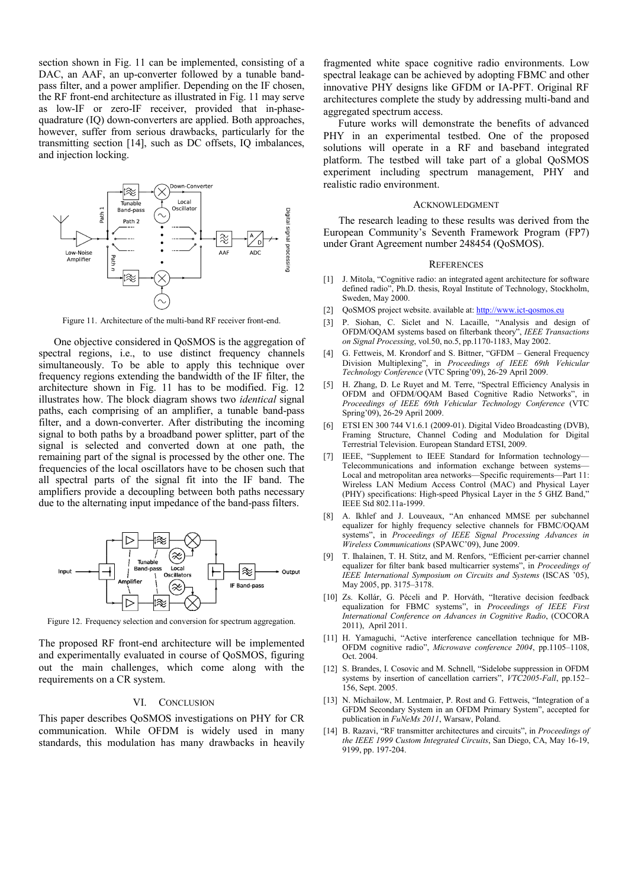section shown in Fig. 11 can be implemented, consisting of a DAC, an AAF, an up-converter followed by a tunable band-pass filter, and a power amplifier. Depending on the IF chosen, the RF front-end architecture as illustrated in Fig. 11 may serve as low-IF or zero-IF receiver, provided that in-phase-quadrature (IQ) down-converters are applied. Both approaches, however, suffer from serious drawbacks, particularly for the transmitting section [14], such as DC offsets, IQ imbalances, and injection locking.

Down-Converter
Tunable Band-pass
Local Oscillator
Path 1
Path 2
Path n
Low-Noise Amplifier
AAF
ADC
Digital signal processing

Figure 11. Architecture of the multi-band RF receiver front-end.

One objective considered in QoSMOS is the aggregation of spectral regions, i.e., to use distinct frequency channels simultaneously. To be able to apply this technique over frequency regions extending the bandwidth of the IF filter, the architecture shown in Fig. 11 has to be modified. Fig. 12 illustrates how. The block diagram shows two *identical* signal paths, each comprising of an amplifier, a tunable band-pass filter, and a down-converter. After distributing the incoming signal to both paths by a broadband power splitter, part of the signal is selected and converted down at one path, the remaining part of the signal is processed by the other one. The frequencies of the local oscillators have to be chosen such that all spectral parts of the signal fit into the IF band. The amplifiers provide a decoupling between both paths necessary due to the alternating input impedance of the band-pass filters.

Input
Tunable Band-pass
Local Oscillators
Amplifier
IF Band-pass
Output

Figure 12. Frequency selection and conversion for spectrum aggregation.

The proposed RF front-end architecture will be implemented and experimentally evaluated in course of QoSMOS, figuring out the main challenges, which come along with the requirements on a CR system.

## VI. Conclusion

This paper describes QoSMOS investigations on PHY for CR communication. While OFDM is widely used in many standards, this modulation has many drawbacks in heavily fragmented white space cognitive radio environments. Low spectral leakage can be achieved by adopting FBMC and other innovative PHY designs like GFDM or IA-PFT. Original RF architectures complete the study by addressing multi-band and aggregated spectrum access.

Future works will demonstrate the benefits of advanced PHY in an experimental testbed. One of the proposed solutions will operate in a RF and baseband integrated platform. The testbed will take part of a global QoSMOS experiment including spectrum management, PHY and realistic radio environment.

## Acknowledgment

The research leading to these results was derived from the European Community's Seventh Framework Program (FP7) under Grant Agreement number 248454 (QoSMOS).

## References

[1] J. Mitola, "Cognitive radio: an integrated agent architecture for software defined radio", Ph.D. thesis, Royal Institute of Technology, Stockholm, Sweden, May 2000.

[2] QoSMOS project website. available at: http://www.ict-qosmos.eu

[3] P. Siohan, C. Siclet and N. Lacaille, "Analysis and design of OFDM/OQAM systems based on filterbank theory", *IEEE Transactions on Signal Processing*, vol.50, no.5, pp.1170-1183, May 2002.

[4] G. Fettweis, M. Krondorf and S. Bittner, "GFDM – General Frequency Division Multiplexing", in *Proceedings of IEEE 69th Vehicular Technology Conference* (VTC Spring'09), 26-29 April 2009.

[5] H. Zhang, D. Le Ruyet and M. Terre, "Spectral Efficiency Analysis in OFDM and OFDM/OQAM Based Cognitive Radio Networks", in *Proceedings of IEEE 69th Vehicular Technology Conference* (VTC Spring'09), 26-29 April 2009.

[6] ETSI EN 300 744 V1.6.1 (2009-01). Digital Video Broadcasting (DVB), Framing Structure, Channel Coding and Modulation for Digital Terrestrial Television. European Standard ETSI, 2009.

[7] IEEE, "Supplement to IEEE Standard for Information technology—Telecommunications and information exchange between systems—Local and metropolitan area networks—Specific requirements—Part 11: Wireless LAN Medium Access Control (MAC) and Physical Layer (PHY) specifications: High-speed Physical Layer in the 5 GHZ Band," IEEE Std 802.11a-1999.

[8] A. Ikhlef and J. Louveaux, "An enhanced MMSE per subchannel equalizer for highly frequency selective channels for FBMC/OQAM systems", in *Proceedings of IEEE Signal Processing Advances in Wireless Communications* (SPAWC'09), June 2009.

[9] T. Ihalainen, T. H. Stitz, and M. Renfors, "Efficient per-carrier channel equalizer for filter bank based multicarrier systems", in *Proceedings of IEEE International Symposium on Circuits and Systems* (ISCAS '05), May 2005, pp. 3175–3178.

[10] Zs. Kollár, G. Péceli and P. Horváth, "Iterative decision feedback equalization for FBMC systems", in *Proceedings of IEEE First International Conference on Advances in Cognitive Radio*, (COCORA 2011), April 2011.

[11] H. Yamaguchi, "Active interference cancellation technique for MB-OFDM cognitive radio", *Microwave conference 2004*, pp.1105–1108, Oct. 2004.

[12] S. Brandes, I. Cosovic and M. Schnell, "Sidelobe suppression in OFDM systems by insertion of cancellation carriers", *VTC2005-Fall*, pp.152–156, Sept. 2005.

[13] N. Michailow, M. Lentmaier, P. Rost and G. Fettweis, "Integration of a GFDM Secondary System in an OFDM Primary System", accepted for publication in *FuNeMs 2011*, Warsaw, Poland.

[14] B. Razavi, "RF transmitter architectures and circuits", in *Proceedings of the IEEE 1999 Custom Integrated Circuits*, San Diego, CA, May 16-19, 9199, pp. 197-204.